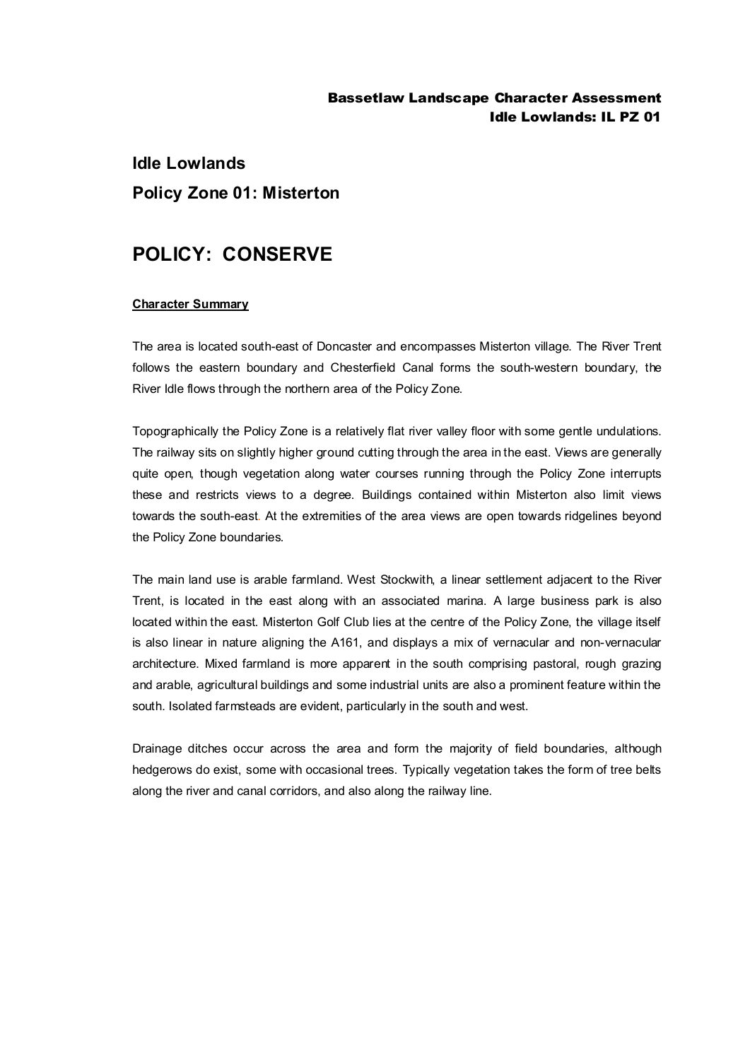# Idle Lowlands

## Policy Zone 01: Misterton

# POLICY: CONSERVE

**Character Summary**

The area is located south-east of Doncaster and encompasses Misterton village. The River Trent follows the eastern boundary and Chesterfield Canal forms the south-western boundary, the River Idle flows through the northern area of the Policy Zone.

Topographically the Policy Zone is a relatively flat river valley floor with some gentle undulations. The railway sits on slightly higher ground cutting through the area in the east. Views are generally quite open, though vegetation along water courses running through the Policy Zone interrupts these and restricts views to a degree. Buildings contained within Misterton also limit views towards the south-east. At the extremities of the area views are open towards ridgelines beyond the Policy Zone boundaries.

The main land use is arable farmland. West Stockwith, a linear settlement adjacent to the River Trent, is located in the east along with an associated marina. A large business park is also located within the east. Misterton Golf Club lies at the centre of the Policy Zone, the village itself is also linear in nature aligning the A161, and displays a mix of vernacular and non-vernacular architecture. Mixed farmland is more apparent in the south comprising pastoral, rough grazing and arable, agricultural buildings and some industrial units are also a prominent feature within the south. Isolated farmsteads are evident, particularly in the south and west.

Drainage ditches occur across the area and form the majority of field boundaries, although hedgerows do exist, some with occasional trees. Typically vegetation takes the form of tree belts along the river and canal corridors, and also along the railway line.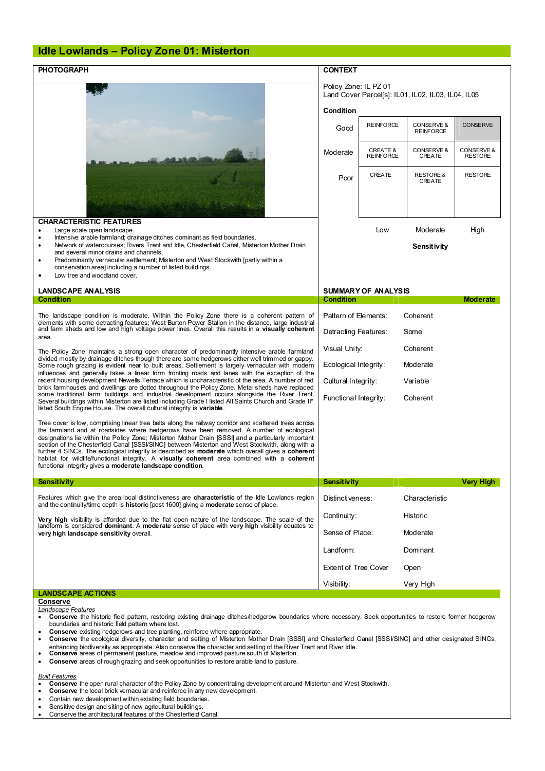# Idle Lowlands – Policy Zone 01: Misterton

## PHOTOGRAPH

## CONTEXT

Policy Zone: IL PZ 01
Land Cover Parcel[s]: IL01, IL02, IL03, IL04, IL05

**Condition**

| Condition | Low | Moderate | High |
|---|---|---|---|
| Good | REINFORCE | CONSERVE & REINFORCE | CONSERVE |
| Moderate | CREATE & REINFORCE | CONSERVE & CREATE | CONSERVE & RESTORE |
| Poor | CREATE | RESTORE & CREATE | RESTORE |

**Sensitivity**

## CHARACTERISTIC FEATURES

- Large scale open landscape.
- Intensive arable farmland; drainage ditches dominant as field boundaries.
- Network of watercourses; Rivers Trent and Idle, Chesterfield Canal, Misterton Mother Drain and several minor drains and channels.
- Predominantly vernacular settlement; Misterton and West Stockwith [partly within a conservation area] including a number of listed buildings.
- Low tree and woodland cover.

## LANDSCAPE ANALYSIS

### Condition

The landscape condition is moderate. Within the Policy Zone there is a coherent pattern of elements with some detracting features; West Burton Power Station in the distance, large industrial and farm sheds and low and high voltage power lines. Overall this results in a **visually coherent** area.

The Policy Zone maintains a strong open character of predominantly intensive arable farmland divided mostly by drainage ditches though there are some hedgerows either well trimmed or gappy. Some rough grazing is evident near to built areas. Settlement is largely vernacular with modern influences and generally takes a linear form fronting roads and lanes with the exception of the recent housing development Newells Terrace which is uncharacteristic of the area. A number of red brick farmhouses and dwellings are dotted throughout the Policy Zone. Metal sheds have replaced some traditional farm buildings and industrial development occurs alongside the River Trent. Several buildings within Misterton are listed including Grade I listed All Saints Church and Grade II* listed South Engine House. The overall cultural integrity is **variable**.

Tree cover is low, comprising linear tree belts along the railway corridor and scattered trees across the farmland and at roadsides where hedgerows have been removed. A number of ecological designations lie within the Policy Zone; Misterton Mother Drain [SSSI] and a particularly important section of the Chesterfield Canal [SSSI/SINC] between Misterton and West Stockwith, along with a further 4 SINCs. The ecological integrity is described as **moderate** which overall gives a **coherent** habitat for wildlife/functional integrity. A **visually coherent** area combined with a **coherent** functional integrity gives a **moderate landscape condition**.

## SUMMARY OF ANALYSIS

**Condition** — **Moderate**

| | |
|---|---|
| Pattern of Elements: | Coherent |
| Detracting Features: | Some |
| Visual Unity: | Coherent |
| Ecological Integrity: | Moderate |
| Cultural Integrity: | Variable |
| Functional Integrity: | Coherent |

### Sensitivity

Features which give the area local distinctiveness are **characteristic** of the Idle Lowlands region and the continuity/time depth is **historic** [post 1600] giving a **moderate** sense of place.

**Very high** visibility is afforded due to the flat open nature of the landscape. The scale of the landform is considered **dominant**. A **moderate** sense of place with **very high** visibility equates to **very high landscape sensitivity** overall.

**Sensitivity** — **Very High**

| | |
|---|---|
| Distinctiveness: | Characteristic |
| Continuity: | Historic |
| Sense of Place: | Moderate |
| Landform: | Dominant |
| Extent of Tree Cover | Open |
| Visibility: | Very High |

## LANDSCAPE ACTIONS

### Conserve

*Landscape Features*

- **Conserve** the historic field pattern, restoring existing drainage ditches/hedgerow boundaries where necessary. Seek opportunities to restore former hedgerow boundaries and historic field pattern where lost.
- **Conserve** existing hedgerows and tree planting, reinforce where appropriate.
- **Conserve** the ecological diversity, character and setting of Misterton Mother Drain [SSSI] and Chesterfield Canal [SSSI/SINC] and other designated SINCs, enhancing biodiversity as appropriate. Also conserve the character and setting of the River Trent and River Idle.
- **Conserve** areas of permanent pasture, meadow and improved pasture south of Misterton.
- **Conserve** areas of rough grazing and seek opportunities to restore arable land to pasture.

*Built Features*

- **Conserve** the open rural character of the Policy Zone by concentrating development around Misterton and West Stockwith.
- **Conserve** the local brick vernacular and reinforce in any new development.
- Contain new development within existing field boundaries.
- Sensitive design and siting of new agricultural buildings.
- Conserve the architectural features of the Chesterfield Canal.